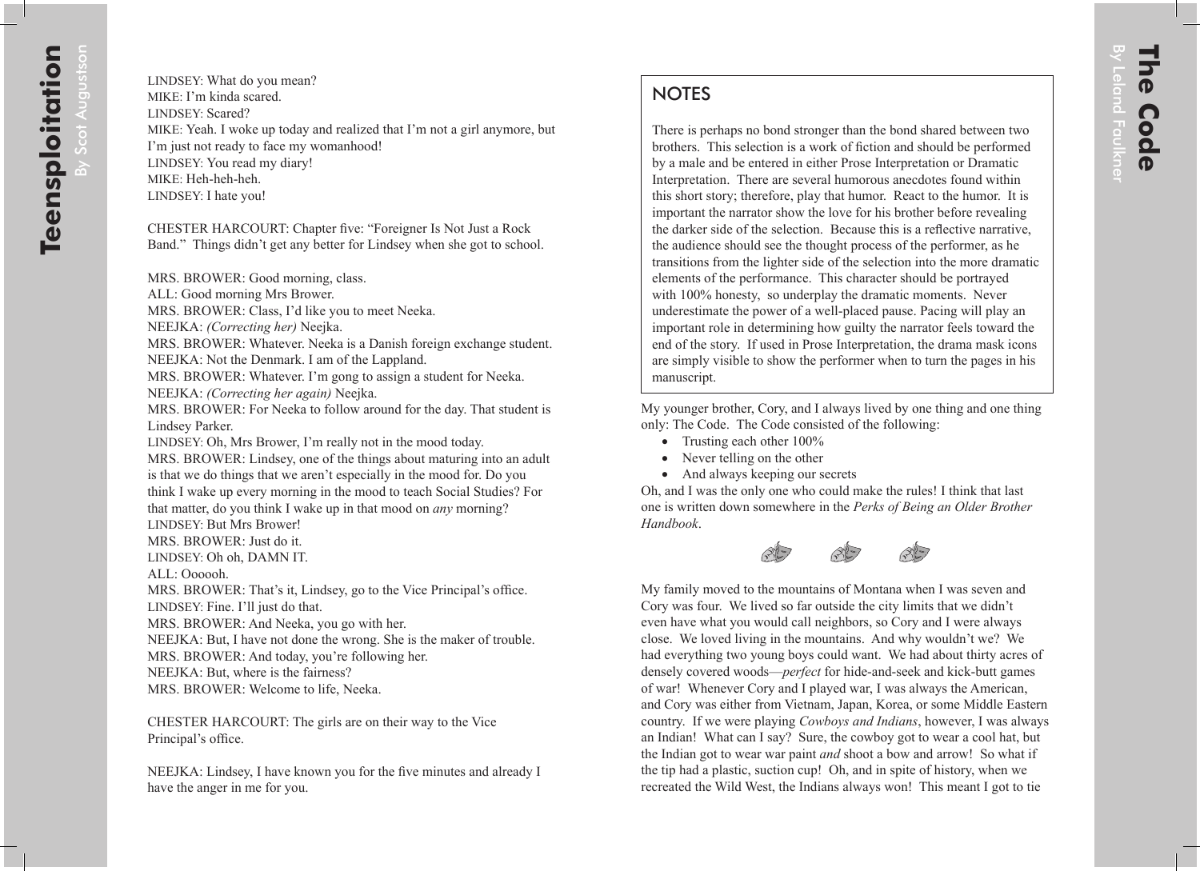LINDSEY: What do you mean?
MIKE: I'm kinda scared.
LINDSEY: Scared?
MIKE: Yeah. I woke up today and realized that I'm not a girl anymore, but I'm just not ready to face my womanhood!
LINDSEY: You read my diary!
MIKE: Heh-heh-heh.
LINDSEY: I hate you!

CHESTER HARCOURT: Chapter five: "Foreigner Is Not Just a Rock Band." Things didn't get any better for Lindsey when she got to school.

MRS. BROWER: Good morning, class.
ALL: Good morning Mrs Brower.
MRS. BROWER: Class, I'd like you to meet Neeka.
NEEJKA: *(Correcting her)* Neejka.
MRS. BROWER: Whatever. Neeka is a Danish foreign exchange student.
NEEJKA: Not the Denmark. I am of the Lappland.
MRS. BROWER: Whatever. I'm gong to assign a student for Neeka.
NEEJKA: *(Correcting her again)* Neejka.
MRS. BROWER: For Neeka to follow around for the day. That student is Lindsey Parker.
LINDSEY: Oh, Mrs Brower, I'm really not in the mood today.
MRS. BROWER: Lindsey, one of the things about maturing into an adult is that we do things that we aren't especially in the mood for. Do you think I wake up every morning in the mood to teach Social Studies? For that matter, do you think I wake up in that mood on *any* morning?
LINDSEY: But Mrs Brower!
MRS. BROWER: Just do it.
LINDSEY: Oh oh, DAMN IT.
ALL: Oooooh.
MRS. BROWER: That's it, Lindsey, go to the Vice Principal's office.
LINDSEY: Fine. I'll just do that.
MRS. BROWER: And Neeka, you go with her.
NEEJKA: But, I have not done the wrong. She is the maker of trouble.
MRS. BROWER: And today, you're following her.
NEEJKA: But, where is the fairness?
MRS. BROWER: Welcome to life, Neeka.

CHESTER HARCOURT: The girls are on their way to the Vice Principal's office.

NEEJKA: Lindsey, I have known you for the five minutes and already I have the anger in me for you.

# The Code

By Leland Faulkner

## NOTES

There is perhaps no bond stronger than the bond shared between two brothers. This selection is a work of fiction and should be performed by a male and be entered in either Prose Interpretation or Dramatic Interpretation. There are several humorous anecdotes found within this short story; therefore, play that humor. React to the humor. It is important the narrator show the love for his brother before revealing the darker side of the selection. Because this is a reflective narrative, the audience should see the thought process of the performer, as he transitions from the lighter side of the selection into the more dramatic elements of the performance. This character should be portrayed with 100% honesty, so underplay the dramatic moments. Never underestimate the power of a well-placed pause. Pacing will play an important role in determining how guilty the narrator feels toward the end of the story. If used in Prose Interpretation, the drama mask icons are simply visible to show the performer when to turn the pages in his manuscript.

My younger brother, Cory, and I always lived by one thing and one thing only: The Code. The Code consisted of the following:

- Trusting each other 100%
- Never telling on the other
- And always keeping our secrets

Oh, and I was the only one who could make the rules! I think that last one is written down somewhere in the *Perks of Being an Older Brother Handbook*.

My family moved to the mountains of Montana when I was seven and Cory was four. We lived so far outside the city limits that we didn't even have what you would call neighbors, so Cory and I were always close. We loved living in the mountains. And why wouldn't we? We had everything two young boys could want. We had about thirty acres of densely covered woods—*perfect* for hide-and-seek and kick-butt games of war! Whenever Cory and I played war, I was always the American, and Cory was either from Vietnam, Japan, Korea, or some Middle Eastern country. If we were playing *Cowboys and Indians*, however, I was always an Indian! What can I say? Sure, the cowboy got to wear a cool hat, but the Indian got to wear war paint *and* shoot a bow and arrow! So what if the tip had a plastic, suction cup! Oh, and in spite of history, when we recreated the Wild West, the Indians always won! This meant I got to tie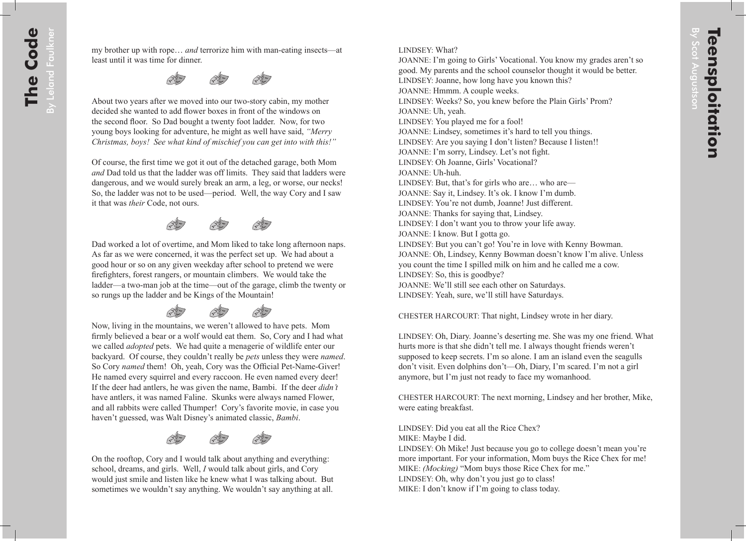my brother up with rope… *and* terrorize him with man-eating insects—at least until it was time for dinner.

About two years after we moved into our two-story cabin, my mother decided she wanted to add flower boxes in front of the windows on the second floor. So Dad bought a twenty foot ladder. Now, for two young boys looking for adventure, he might as well have said, *"Merry Christmas, boys! See what kind of mischief you can get into with this!"*

Of course, the first time we got it out of the detached garage, both Mom *and* Dad told us that the ladder was off limits. They said that ladders were dangerous, and we would surely break an arm, a leg, or worse, our necks! So, the ladder was not to be used—period. Well, the way Cory and I saw it that was *their* Code, not ours.

Dad worked a lot of overtime, and Mom liked to take long afternoon naps. As far as we were concerned, it was the perfect set up. We had about a good hour or so on any given weekday after school to pretend we were firefighters, forest rangers, or mountain climbers. We would take the ladder—a two-man job at the time—out of the garage, climb the twenty or so rungs up the ladder and be Kings of the Mountain!

Now, living in the mountains, we weren't allowed to have pets. Mom firmly believed a bear or a wolf would eat them. So, Cory and I had what we called *adopted* pets. We had quite a menagerie of wildlife enter our backyard. Of course, they couldn't really be *pets* unless they were *named*. So Cory *named* them! Oh, yeah, Cory was the Official Pet-Name-Giver! He named every squirrel and every raccoon. He even named every deer! If the deer had antlers, he was given the name, Bambi. If the deer *didn't* have antlers, it was named Faline. Skunks were always named Flower, and all rabbits were called Thumper! Cory's favorite movie, in case you haven't guessed, was Walt Disney's animated classic, *Bambi*.

On the rooftop, Cory and I would talk about anything and everything: school, dreams, and girls. Well, *I* would talk about girls, and Cory would just smile and listen like he knew what I was talking about. But sometimes we wouldn't say anything. We wouldn't say anything at all.

LINDSEY: What?
JOANNE: I'm going to Girls' Vocational. You know my grades aren't so good. My parents and the school counselor thought it would be better.
LINDSEY: Joanne, how long have you known this?
JOANNE: Hmmm. A couple weeks.
LINDSEY: Weeks? So, you knew before the Plain Girls' Prom?
JOANNE: Uh, yeah.
LINDSEY: You played me for a fool!
JOANNE: Lindsey, sometimes it's hard to tell you things.
LINDSEY: Are you saying I don't listen? Because I listen!!
JOANNE: I'm sorry, Lindsey. Let's not fight.
LINDSEY: Oh Joanne, Girls' Vocational?
JOANNE: Uh-huh.
LINDSEY: But, that's for girls who are… who are—
JOANNE: Say it, Lindsey. It's ok. I know I'm dumb.
LINDSEY: You're not dumb, Joanne! Just different.
JOANNE: Thanks for saying that, Lindsey.
LINDSEY: I don't want you to throw your life away.
JOANNE: I know. But I gotta go.
LINDSEY: But you can't go! You're in love with Kenny Bowman.
JOANNE: Oh, Lindsey, Kenny Bowman doesn't know I'm alive. Unless you count the time I spilled milk on him and he called me a cow.
LINDSEY: So, this is goodbye?
JOANNE: We'll still see each other on Saturdays.
LINDSEY: Yeah, sure, we'll still have Saturdays.

CHESTER HARCOURT: That night, Lindsey wrote in her diary.

LINDSEY: Oh, Diary. Joanne's deserting me. She was my one friend. What hurts more is that she didn't tell me. I always thought friends weren't supposed to keep secrets. I'm so alone. I am an island even the seagulls don't visit. Even dolphins don't—Oh, Diary, I'm scared. I'm not a girl anymore, but I'm just not ready to face my womanhood.

CHESTER HARCOURT: The next morning, Lindsey and her brother, Mike, were eating breakfast.

LINDSEY: Did you eat all the Rice Chex?
MIKE: Maybe I did.
LINDSEY: Oh Mike! Just because you go to college doesn't mean you're more important. For your information, Mom buys the Rice Chex for me!
MIKE: *(Mocking)* "Mom buys those Rice Chex for me."
LINDSEY: Oh, why don't you just go to class!
MIKE: I don't know if I'm going to class today.